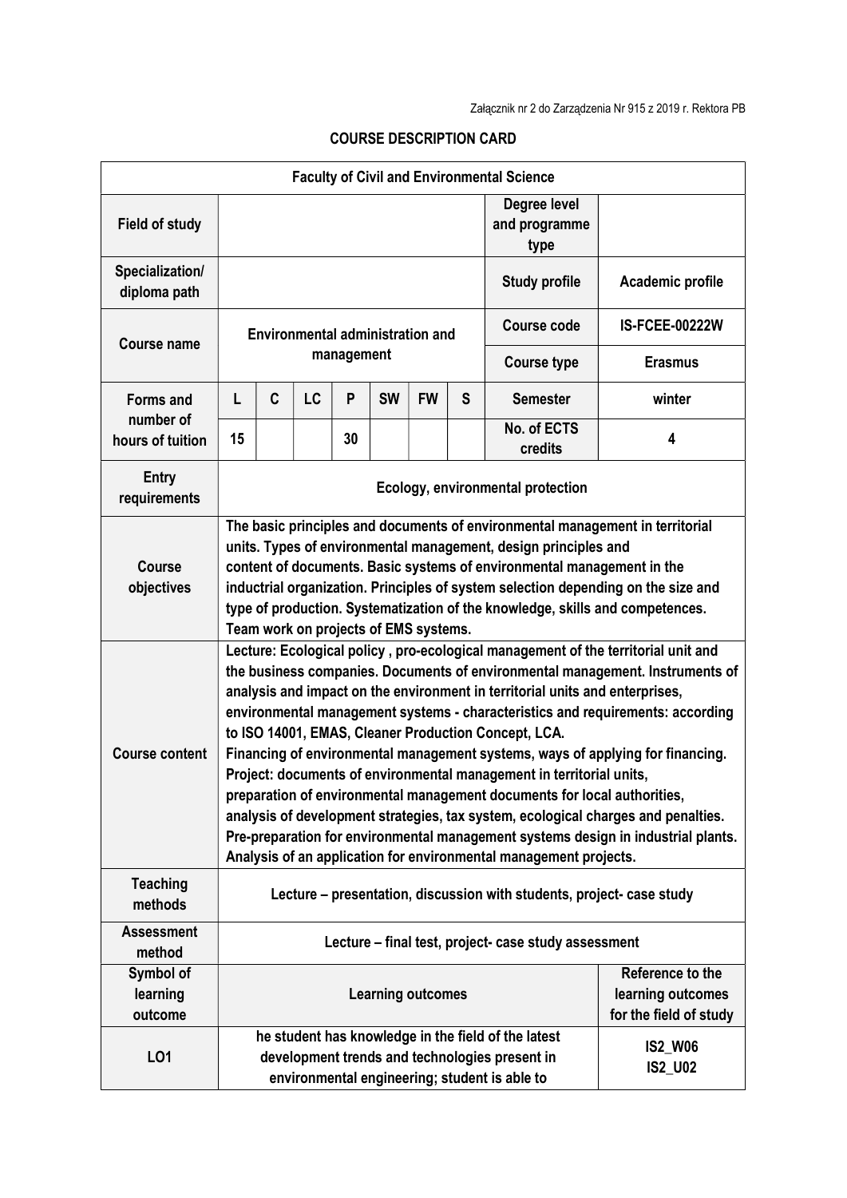Załącznik nr 2 do Zarządzenia Nr 915 z 2019 r. Rektora PB

# COURSE DESCRIPTION CARD

| Faculty of Civil and Environmental Science | | | | | | | | | |
|---|---|---|---|---|---|---|---|---|---|
| **Field of study** | | | | | | | | **Degree level and programme type** | |
| **Specialization/ diploma path** | | | | | | | | **Study profile** | **Academic profile** |
| **Course name** | **Environmental administration and management** | | | | | | | **Course code** | **IS-FCEE-00222W** |
| | | | | | | | | **Course type** | **Erasmus** |
| **Forms and number of hours of tuition** | **L** | **C** | **LC** | **P** | **SW** | **FW** | **S** | **Semester** | **winter** |
| | **15** | | | **30** | | | | **No. of ECTS credits** | **4** |
| **Entry requirements** | **Ecology, environmental protection** | | | | | | | | |
| **Course objectives** | **The basic principles and documents of environmental management in territorial units. Types of environmental management, design principles and content of documents. Basic systems of environmental management in the inductrial organization. Principles of system selection depending on the size and type of production. Systematization of the knowledge, skills and competences. Team work on projects of EMS systems.** | | | | | | | | |
| **Course content** | **Lecture: Ecological policy , pro-ecological management of the territorial unit and the business companies. Documents of environmental management. Instruments of analysis and impact on the environment in territorial units and enterprises, environmental management systems - characteristics and requirements: according to ISO 14001, EMAS, Cleaner Production Concept, LCA. Financing of environmental management systems, ways of applying for financing. Project: documents of environmental management in territorial units, preparation of environmental management documents for local authorities, analysis of development strategies, tax system, ecological charges and penalties. Pre-preparation for environmental management systems design in industrial plants. Analysis of an application for environmental management projects.** | | | | | | | | |
| **Teaching methods** | **Lecture – presentation, discussion with students, project- case study** | | | | | | | | |
| **Assessment method** | **Lecture – final test, project- case study assessment** | | | | | | | | |
| **Symbol of learning outcome** | **Learning outcomes** | | | | | | | | **Reference to the learning outcomes for the field of study** |
| **LO1** | **he student has knowledge in the field of the latest development trends and technologies present in environmental engineering; student is able to** | | | | | | | | **IS2_W06 IS2_U02** |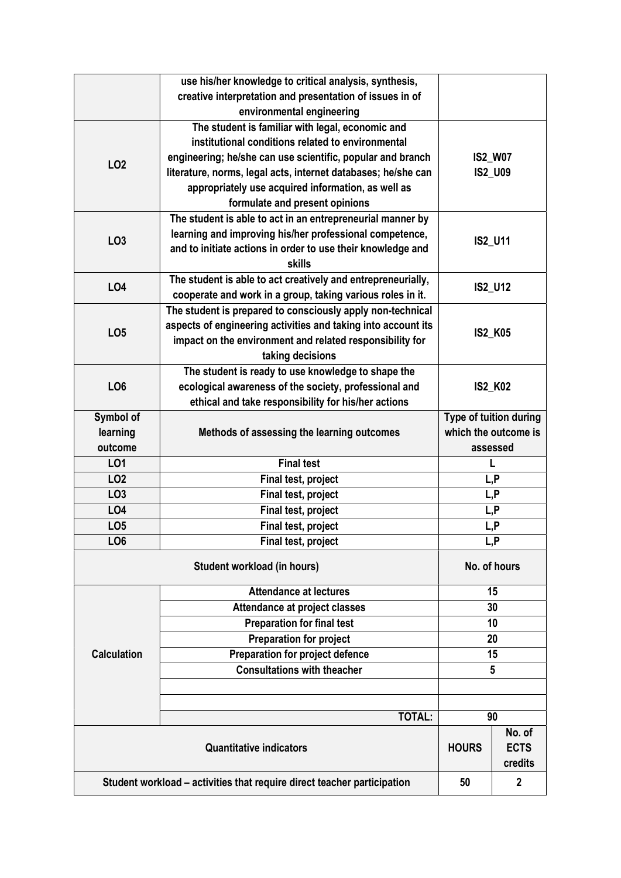| | | |
|---|---|---|
| | use his/her knowledge to critical analysis, synthesis, creative interpretation and presentation of issues in of environmental engineering | |
| LO2 | The student is familiar with legal, economic and institutional conditions related to environmental engineering; he/she can use scientific, popular and branch literature, norms, legal acts, internet databases; he/she can appropriately use acquired information, as well as formulate and present opinions | IS2_W07<br>IS2_U09 |
| LO3 | The student is able to act in an entrepreneurial manner by learning and improving his/her professional competence, and to initiate actions in order to use their knowledge and skills | IS2_U11 |
| LO4 | The student is able to act creatively and entrepreneurially, cooperate and work in a group, taking various roles in it. | IS2_U12 |
| LO5 | The student is prepared to consciously apply non-technical aspects of engineering activities and taking into account its impact on the environment and related responsibility for taking decisions | IS2_K05 |
| LO6 | The student is ready to use knowledge to shape the ecological awareness of the society, professional and ethical and take responsibility for his/her actions | IS2_K02 |

| Symbol of learning outcome | Methods of assessing the learning outcomes | Type of tuition during which the outcome is assessed |
|---|---|---|
| LO1 | Final test | L |
| LO2 | Final test, project | L,P |
| LO3 | Final test, project | L,P |
| LO4 | Final test, project | L,P |
| LO5 | Final test, project | L,P |
| LO6 | Final test, project | L,P |

| Student workload (in hours) | | No. of hours |
|---|---|---|
| Calculation | Attendance at lectures | 15 |
| | Attendance at project classes | 30 |
| | Preparation for final test | 10 |
| | Preparation for project | 20 |
| | Preparation for project defence | 15 |
| | Consultations with theacher | 5 |
| | | |
| | | |
| | TOTAL: | 90 |

| Quantitative indicators | HOURS | No. of ECTS credits |
|---|---|---|
| Student workload – activities that require direct teacher participation | 50 | 2 |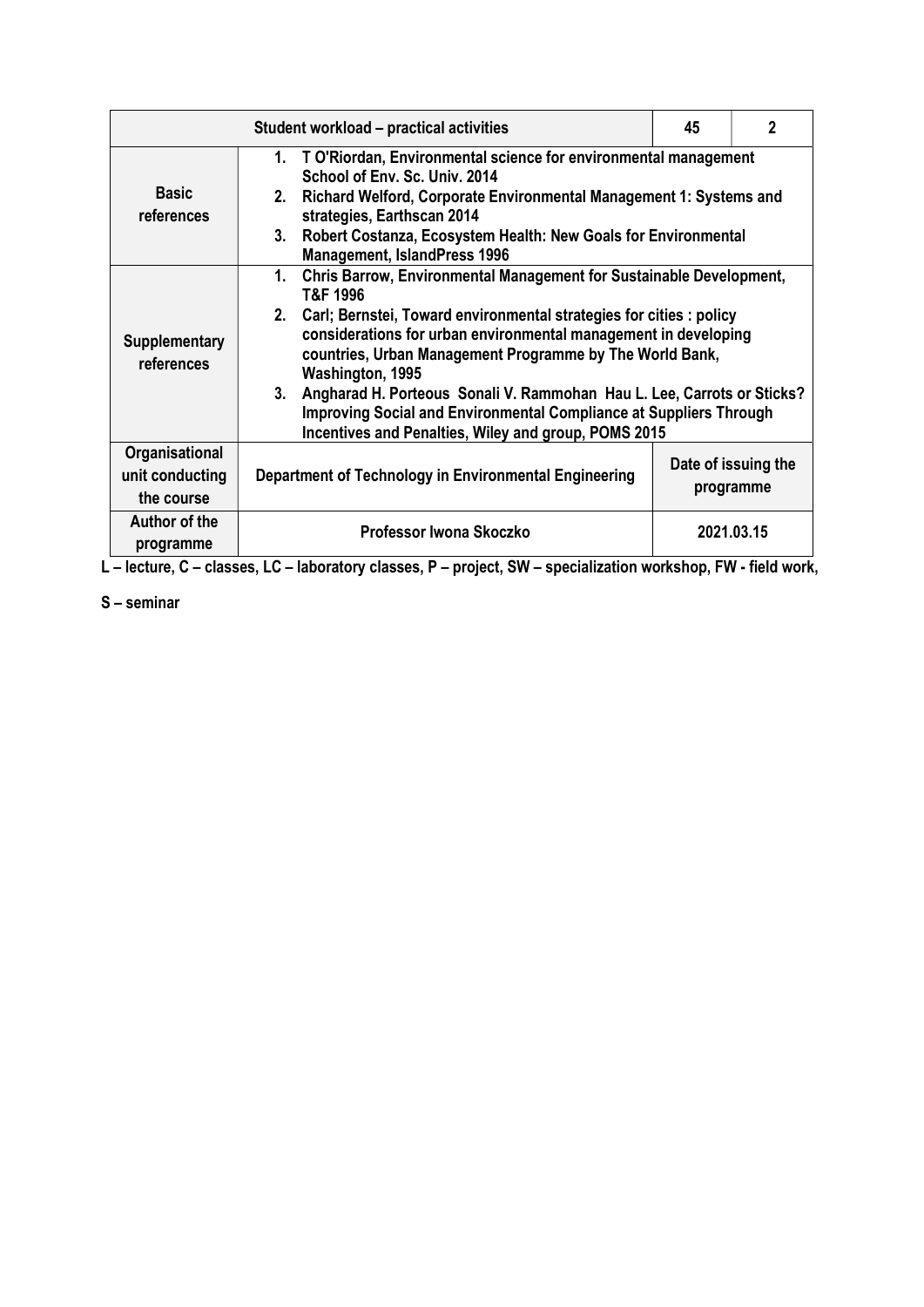| | | | |
|---|---|---|---|
| **Student workload – practical activities** | | **45** | **2** |
| **Basic references** | 1. T O'Riordan, Environmental science for environmental management School of Env. Sc. Univ. 2014<br>2. Richard Welford, Corporate Environmental Management 1: Systems and strategies, Earthscan 2014<br>3. Robert Costanza, Ecosystem Health: New Goals for Environmental Management, IslandPress 1996 | | |
| **Supplementary references** | 1. Chris Barrow, Environmental Management for Sustainable Development, T&F 1996<br>2. Carl; Bernstei, Toward environmental strategies for cities : policy considerations for urban environmental management in developing countries, Urban Management Programme by The World Bank, Washington, 1995<br>3. Angharad H. Porteous Sonali V. Rammohan Hau L. Lee, Carrots or Sticks? Improving Social and Environmental Compliance at Suppliers Through Incentives and Penalties, Wiley and group, POMS 2015 | | |
| **Organisational unit conducting the course** | **Department of Technology in Environmental Engineering** | **Date of issuing the programme** | |
| **Author of the programme** | **Professor Iwona Skoczko** | **2021.03.15** | |

**L – lecture, C – classes, LC – laboratory classes, P – project, SW – specialization workshop, FW - field work, S – seminar**